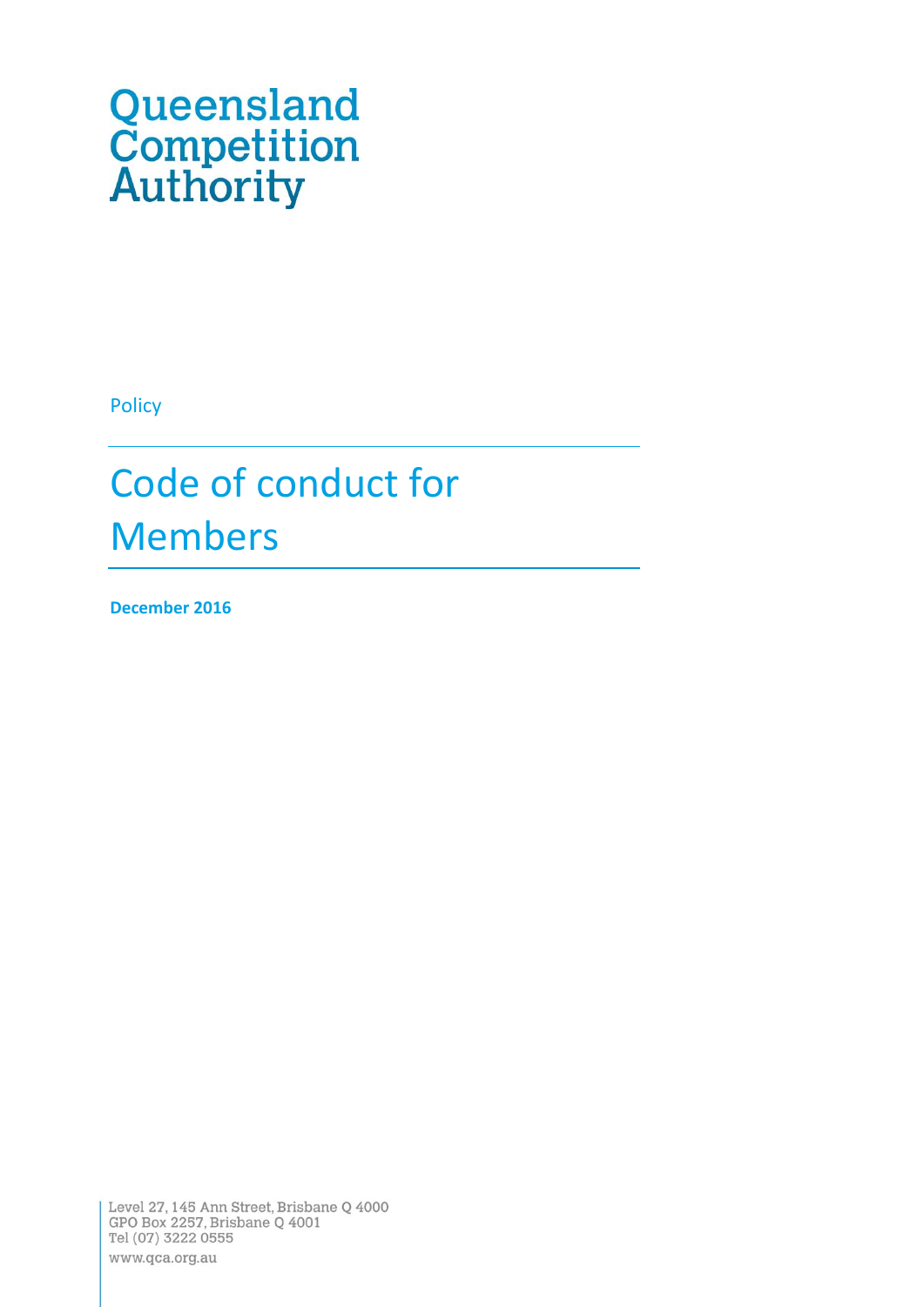# Queensland Competition Authority

Policy

# Code of conduct for Members

**December 2016**

Level 27, 145 Ann Street, Brisbane Q 4000
GPO Box 2257, Brisbane Q 4001
Tel (07) 3222 0555
www.qca.org.au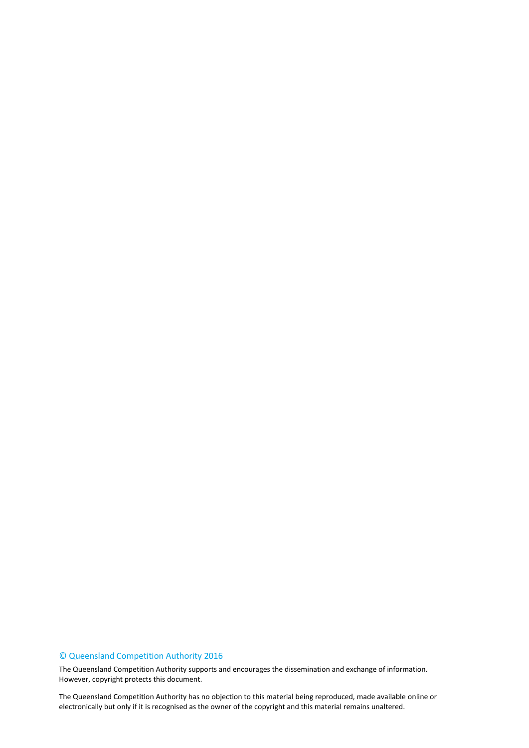© Queensland Competition Authority 2016

The Queensland Competition Authority supports and encourages the dissemination and exchange of information. However, copyright protects this document.

The Queensland Competition Authority has no objection to this material being reproduced, made available online or electronically but only if it is recognised as the owner of the copyright and this material remains unaltered.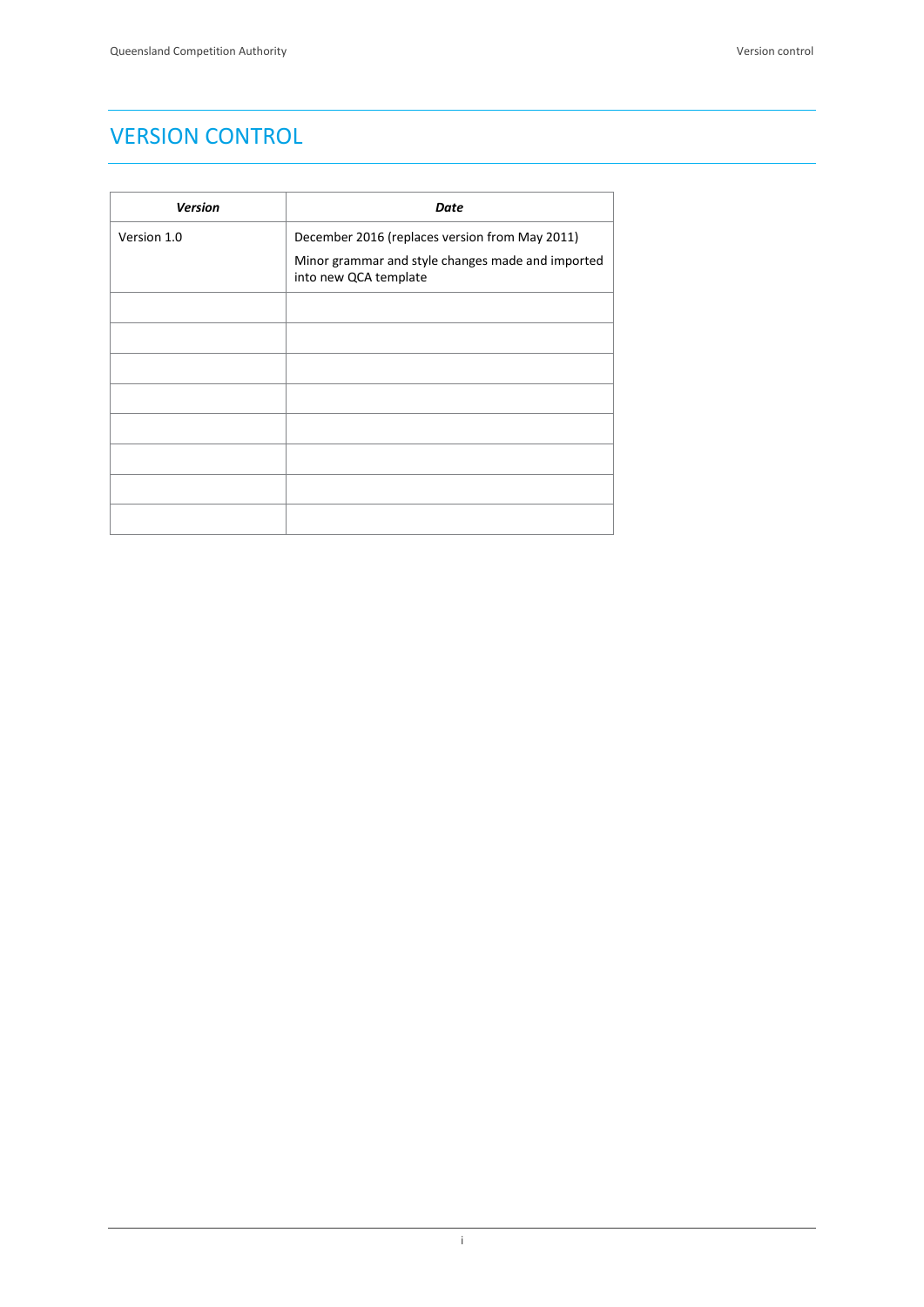# VERSION CONTROL

| ***Version*** | ***Date*** |
|---|---|
| Version 1.0 | December 2016 (replaces version from May 2011)<br><br>Minor grammar and style changes made and imported into new QCA template |
| | |
| | |
| | |
| | |
| | |
| | |
| | |
| | |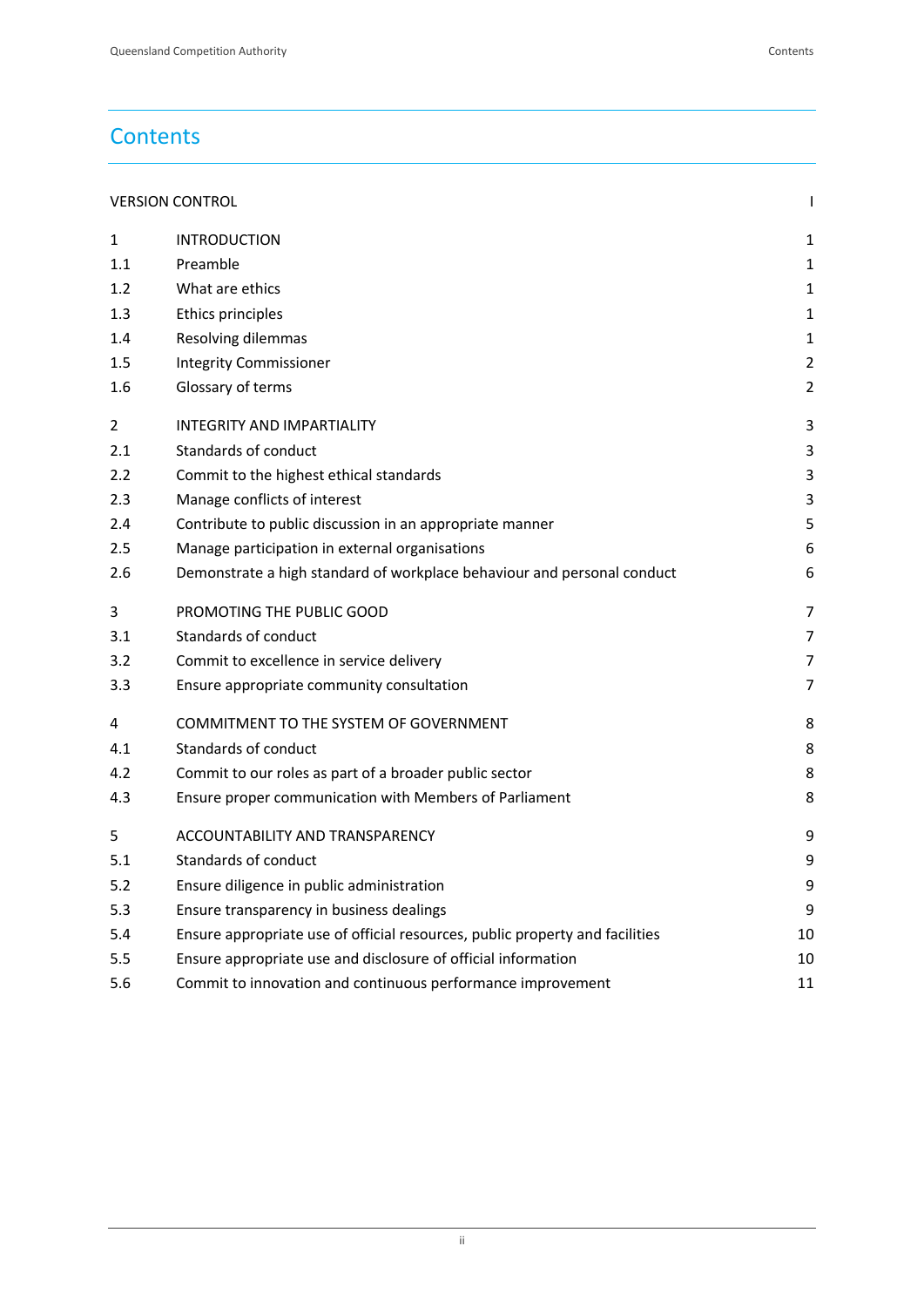# Contents

| | | |
|---|---|---|
| VERSION CONTROL | | I |
| 1 | INTRODUCTION | 1 |
| 1.1 | Preamble | 1 |
| 1.2 | What are ethics | 1 |
| 1.3 | Ethics principles | 1 |
| 1.4 | Resolving dilemmas | 1 |
| 1.5 | Integrity Commissioner | 2 |
| 1.6 | Glossary of terms | 2 |
| 2 | INTEGRITY AND IMPARTIALITY | 3 |
| 2.1 | Standards of conduct | 3 |
| 2.2 | Commit to the highest ethical standards | 3 |
| 2.3 | Manage conflicts of interest | 3 |
| 2.4 | Contribute to public discussion in an appropriate manner | 5 |
| 2.5 | Manage participation in external organisations | 6 |
| 2.6 | Demonstrate a high standard of workplace behaviour and personal conduct | 6 |
| 3 | PROMOTING THE PUBLIC GOOD | 7 |
| 3.1 | Standards of conduct | 7 |
| 3.2 | Commit to excellence in service delivery | 7 |
| 3.3 | Ensure appropriate community consultation | 7 |
| 4 | COMMITMENT TO THE SYSTEM OF GOVERNMENT | 8 |
| 4.1 | Standards of conduct | 8 |
| 4.2 | Commit to our roles as part of a broader public sector | 8 |
| 4.3 | Ensure proper communication with Members of Parliament | 8 |
| 5 | ACCOUNTABILITY AND TRANSPARENCY | 9 |
| 5.1 | Standards of conduct | 9 |
| 5.2 | Ensure diligence in public administration | 9 |
| 5.3 | Ensure transparency in business dealings | 9 |
| 5.4 | Ensure appropriate use of official resources, public property and facilities | 10 |
| 5.5 | Ensure appropriate use and disclosure of official information | 10 |
| 5.6 | Commit to innovation and continuous performance improvement | 11 |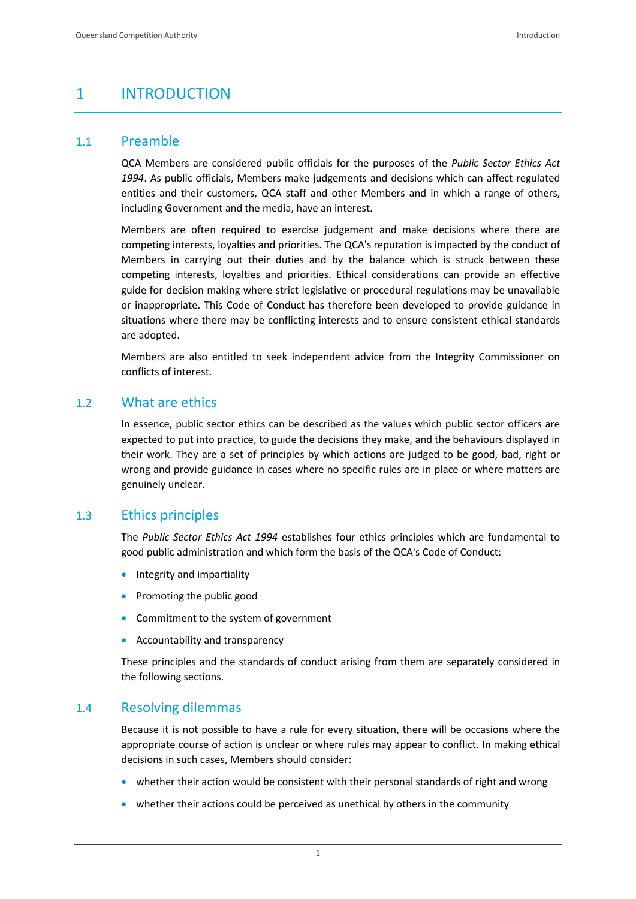# 1 INTRODUCTION

## 1.1 Preamble

QCA Members are considered public officials for the purposes of the *Public Sector Ethics Act 1994*. As public officials, Members make judgements and decisions which can affect regulated entities and their customers, QCA staff and other Members and in which a range of others, including Government and the media, have an interest.

Members are often required to exercise judgement and make decisions where there are competing interests, loyalties and priorities. The QCA's reputation is impacted by the conduct of Members in carrying out their duties and by the balance which is struck between these competing interests, loyalties and priorities. Ethical considerations can provide an effective guide for decision making where strict legislative or procedural regulations may be unavailable or inappropriate. This Code of Conduct has therefore been developed to provide guidance in situations where there may be conflicting interests and to ensure consistent ethical standards are adopted.

Members are also entitled to seek independent advice from the Integrity Commissioner on conflicts of interest.

## 1.2 What are ethics

In essence, public sector ethics can be described as the values which public sector officers are expected to put into practice, to guide the decisions they make, and the behaviours displayed in their work. They are a set of principles by which actions are judged to be good, bad, right or wrong and provide guidance in cases where no specific rules are in place or where matters are genuinely unclear.

## 1.3 Ethics principles

The *Public Sector Ethics Act 1994* establishes four ethics principles which are fundamental to good public administration and which form the basis of the QCA's Code of Conduct:

- Integrity and impartiality
- Promoting the public good
- Commitment to the system of government
- Accountability and transparency

These principles and the standards of conduct arising from them are separately considered in the following sections.

## 1.4 Resolving dilemmas

Because it is not possible to have a rule for every situation, there will be occasions where the appropriate course of action is unclear or where rules may appear to conflict. In making ethical decisions in such cases, Members should consider:

- whether their action would be consistent with their personal standards of right and wrong
- whether their actions could be perceived as unethical by others in the community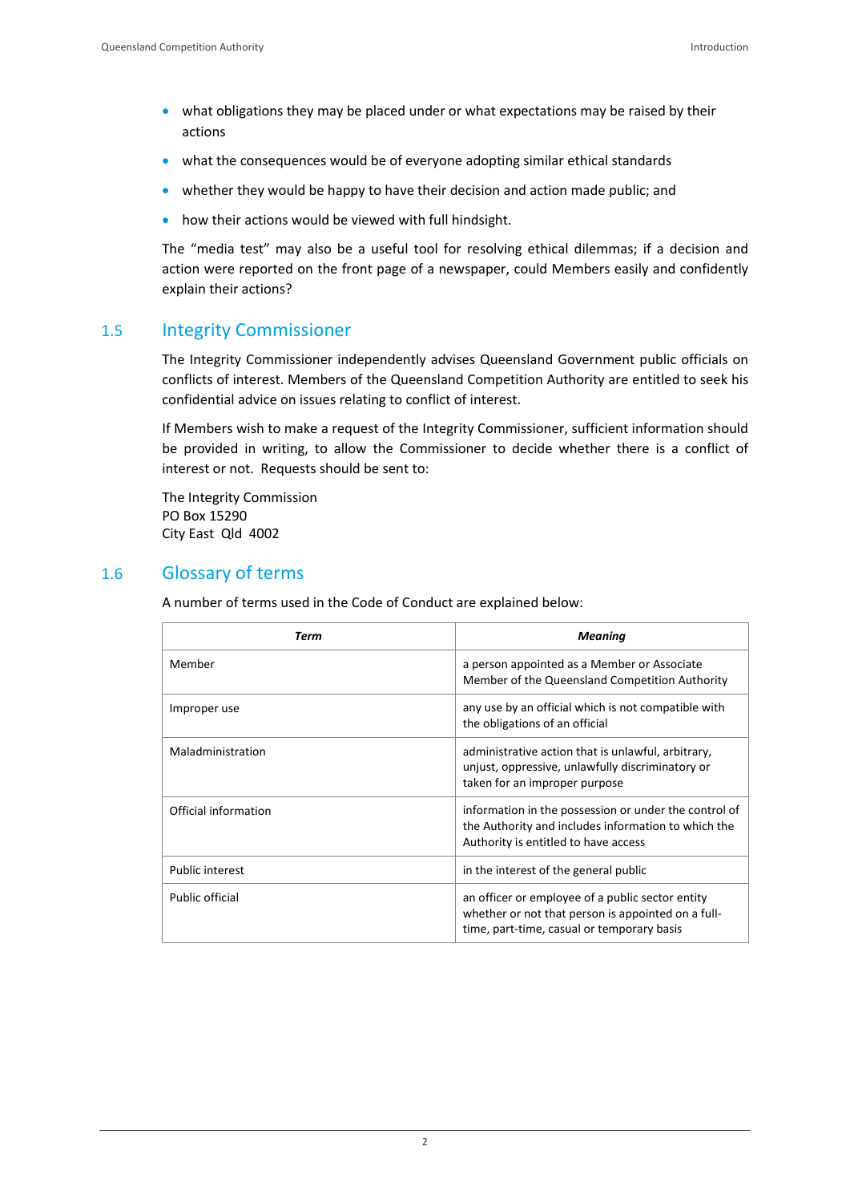- what obligations they may be placed under or what expectations may be raised by their actions
- what the consequences would be of everyone adopting similar ethical standards
- whether they would be happy to have their decision and action made public; and
- how their actions would be viewed with full hindsight.

The "media test" may also be a useful tool for resolving ethical dilemmas; if a decision and action were reported on the front page of a newspaper, could Members easily and confidently explain their actions?

## 1.5 Integrity Commissioner

The Integrity Commissioner independently advises Queensland Government public officials on conflicts of interest. Members of the Queensland Competition Authority are entitled to seek his confidential advice on issues relating to conflict of interest.

If Members wish to make a request of the Integrity Commissioner, sufficient information should be provided in writing, to allow the Commissioner to decide whether there is a conflict of interest or not. Requests should be sent to:

The Integrity Commission
PO Box 15290
City East Qld 4002

## 1.6 Glossary of terms

A number of terms used in the Code of Conduct are explained below:

| *Term* | *Meaning* |
|---|---|
| Member | a person appointed as a Member or Associate Member of the Queensland Competition Authority |
| Improper use | any use by an official which is not compatible with the obligations of an official |
| Maladministration | administrative action that is unlawful, arbitrary, unjust, oppressive, unlawfully discriminatory or taken for an improper purpose |
| Official information | information in the possession or under the control of the Authority and includes information to which the Authority is entitled to have access |
| Public interest | in the interest of the general public |
| Public official | an officer or employee of a public sector entity whether or not that person is appointed on a full-time, part-time, casual or temporary basis |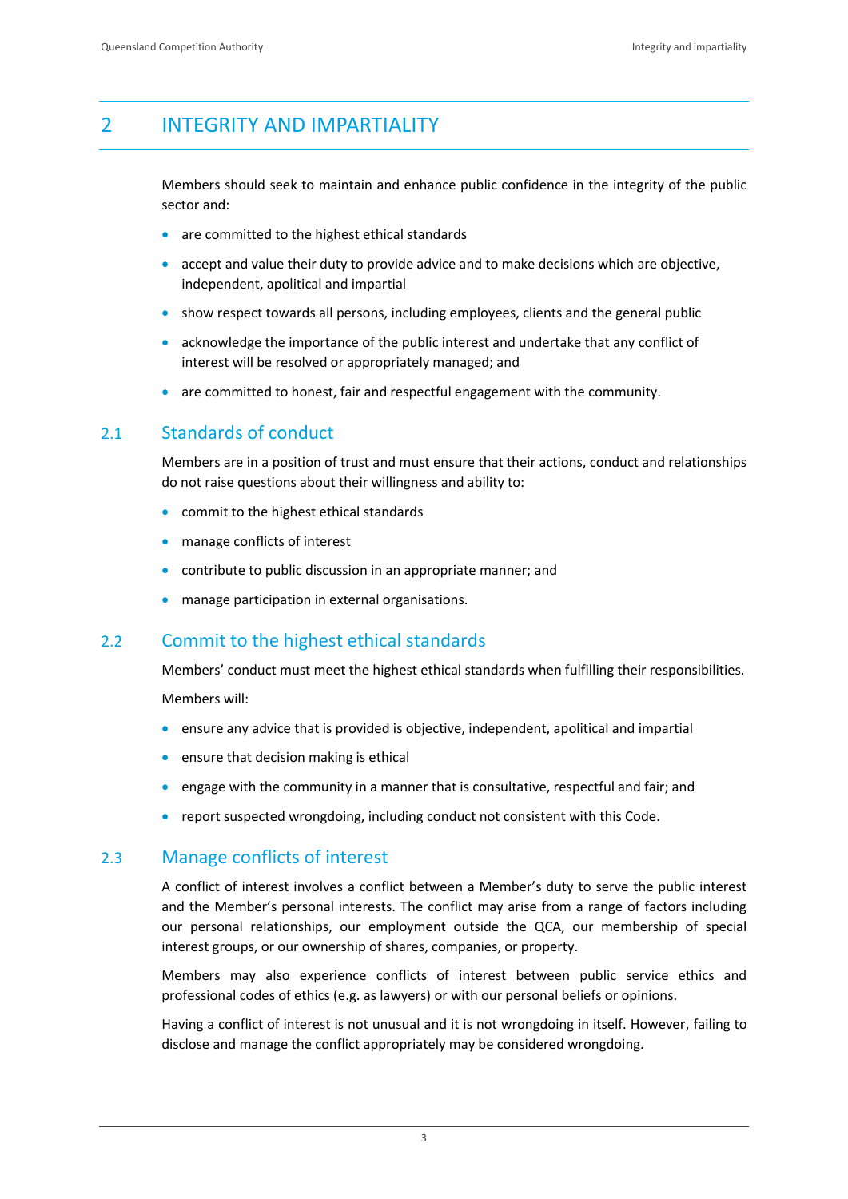# 2 INTEGRITY AND IMPARTIALITY

Members should seek to maintain and enhance public confidence in the integrity of the public sector and:

- are committed to the highest ethical standards
- accept and value their duty to provide advice and to make decisions which are objective, independent, apolitical and impartial
- show respect towards all persons, including employees, clients and the general public
- acknowledge the importance of the public interest and undertake that any conflict of interest will be resolved or appropriately managed; and
- are committed to honest, fair and respectful engagement with the community.

## 2.1 Standards of conduct

Members are in a position of trust and must ensure that their actions, conduct and relationships do not raise questions about their willingness and ability to:

- commit to the highest ethical standards
- manage conflicts of interest
- contribute to public discussion in an appropriate manner; and
- manage participation in external organisations.

## 2.2 Commit to the highest ethical standards

Members' conduct must meet the highest ethical standards when fulfilling their responsibilities.

Members will:

- ensure any advice that is provided is objective, independent, apolitical and impartial
- ensure that decision making is ethical
- engage with the community in a manner that is consultative, respectful and fair; and
- report suspected wrongdoing, including conduct not consistent with this Code.

## 2.3 Manage conflicts of interest

A conflict of interest involves a conflict between a Member's duty to serve the public interest and the Member's personal interests. The conflict may arise from a range of factors including our personal relationships, our employment outside the QCA, our membership of special interest groups, or our ownership of shares, companies, or property.

Members may also experience conflicts of interest between public service ethics and professional codes of ethics (e.g. as lawyers) or with our personal beliefs or opinions.

Having a conflict of interest is not unusual and it is not wrongdoing in itself. However, failing to disclose and manage the conflict appropriately may be considered wrongdoing.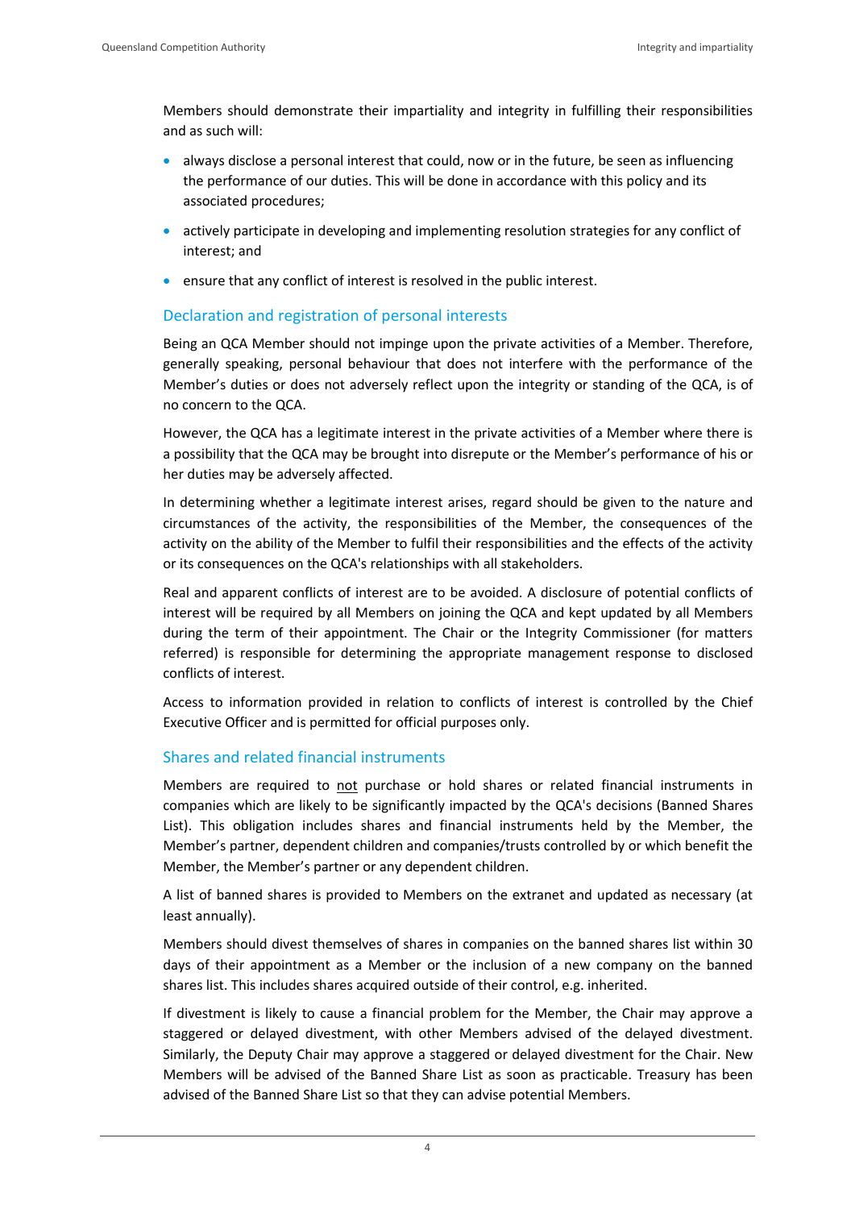Members should demonstrate their impartiality and integrity in fulfilling their responsibilities and as such will:

- always disclose a personal interest that could, now or in the future, be seen as influencing the performance of our duties. This will be done in accordance with this policy and its associated procedures;
- actively participate in developing and implementing resolution strategies for any conflict of interest; and
- ensure that any conflict of interest is resolved in the public interest.

## Declaration and registration of personal interests

Being an QCA Member should not impinge upon the private activities of a Member. Therefore, generally speaking, personal behaviour that does not interfere with the performance of the Member's duties or does not adversely reflect upon the integrity or standing of the QCA, is of no concern to the QCA.

However, the QCA has a legitimate interest in the private activities of a Member where there is a possibility that the QCA may be brought into disrepute or the Member's performance of his or her duties may be adversely affected.

In determining whether a legitimate interest arises, regard should be given to the nature and circumstances of the activity, the responsibilities of the Member, the consequences of the activity on the ability of the Member to fulfil their responsibilities and the effects of the activity or its consequences on the QCA's relationships with all stakeholders.

Real and apparent conflicts of interest are to be avoided. A disclosure of potential conflicts of interest will be required by all Members on joining the QCA and kept updated by all Members during the term of their appointment. The Chair or the Integrity Commissioner (for matters referred) is responsible for determining the appropriate management response to disclosed conflicts of interest.

Access to information provided in relation to conflicts of interest is controlled by the Chief Executive Officer and is permitted for official purposes only.

## Shares and related financial instruments

Members are required to not purchase or hold shares or related financial instruments in companies which are likely to be significantly impacted by the QCA's decisions (Banned Shares List). This obligation includes shares and financial instruments held by the Member, the Member's partner, dependent children and companies/trusts controlled by or which benefit the Member, the Member's partner or any dependent children.

A list of banned shares is provided to Members on the extranet and updated as necessary (at least annually).

Members should divest themselves of shares in companies on the banned shares list within 30 days of their appointment as a Member or the inclusion of a new company on the banned shares list. This includes shares acquired outside of their control, e.g. inherited.

If divestment is likely to cause a financial problem for the Member, the Chair may approve a staggered or delayed divestment, with other Members advised of the delayed divestment. Similarly, the Deputy Chair may approve a staggered or delayed divestment for the Chair. New Members will be advised of the Banned Share List as soon as practicable. Treasury has been advised of the Banned Share List so that they can advise potential Members.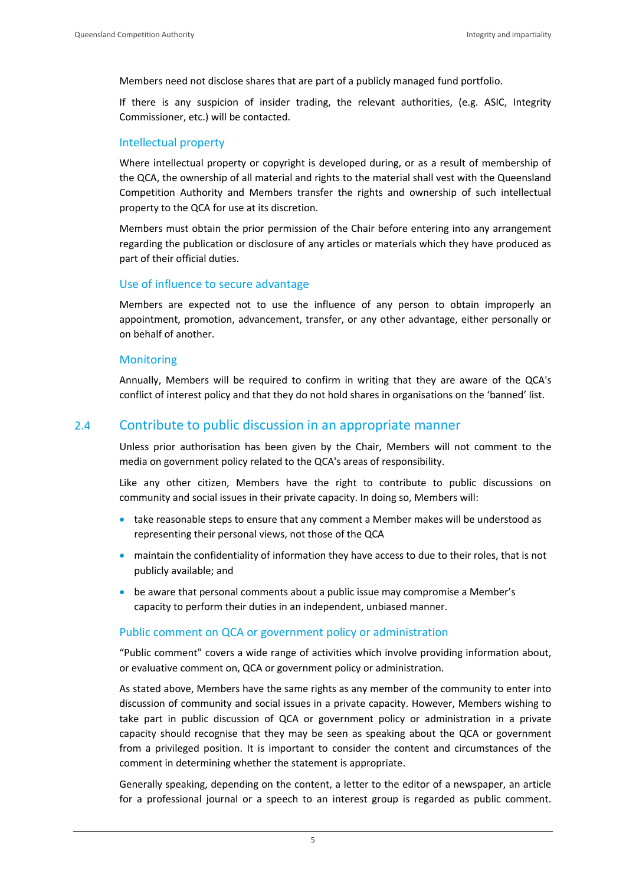Members need not disclose shares that are part of a publicly managed fund portfolio.

If there is any suspicion of insider trading, the relevant authorities, (e.g. ASIC, Integrity Commissioner, etc.) will be contacted.

### Intellectual property

Where intellectual property or copyright is developed during, or as a result of membership of the QCA, the ownership of all material and rights to the material shall vest with the Queensland Competition Authority and Members transfer the rights and ownership of such intellectual property to the QCA for use at its discretion.

Members must obtain the prior permission of the Chair before entering into any arrangement regarding the publication or disclosure of any articles or materials which they have produced as part of their official duties.

### Use of influence to secure advantage

Members are expected not to use the influence of any person to obtain improperly an appointment, promotion, advancement, transfer, or any other advantage, either personally or on behalf of another.

### Monitoring

Annually, Members will be required to confirm in writing that they are aware of the QCA's conflict of interest policy and that they do not hold shares in organisations on the 'banned' list.

## 2.4 Contribute to public discussion in an appropriate manner

Unless prior authorisation has been given by the Chair, Members will not comment to the media on government policy related to the QCA's areas of responsibility.

Like any other citizen, Members have the right to contribute to public discussions on community and social issues in their private capacity. In doing so, Members will:

- take reasonable steps to ensure that any comment a Member makes will be understood as representing their personal views, not those of the QCA
- maintain the confidentiality of information they have access to due to their roles, that is not publicly available; and
- be aware that personal comments about a public issue may compromise a Member's capacity to perform their duties in an independent, unbiased manner.

### Public comment on QCA or government policy or administration

"Public comment" covers a wide range of activities which involve providing information about, or evaluative comment on, QCA or government policy or administration.

As stated above, Members have the same rights as any member of the community to enter into discussion of community and social issues in a private capacity. However, Members wishing to take part in public discussion of QCA or government policy or administration in a private capacity should recognise that they may be seen as speaking about the QCA or government from a privileged position. It is important to consider the content and circumstances of the comment in determining whether the statement is appropriate.

Generally speaking, depending on the content, a letter to the editor of a newspaper, an article for a professional journal or a speech to an interest group is regarded as public comment.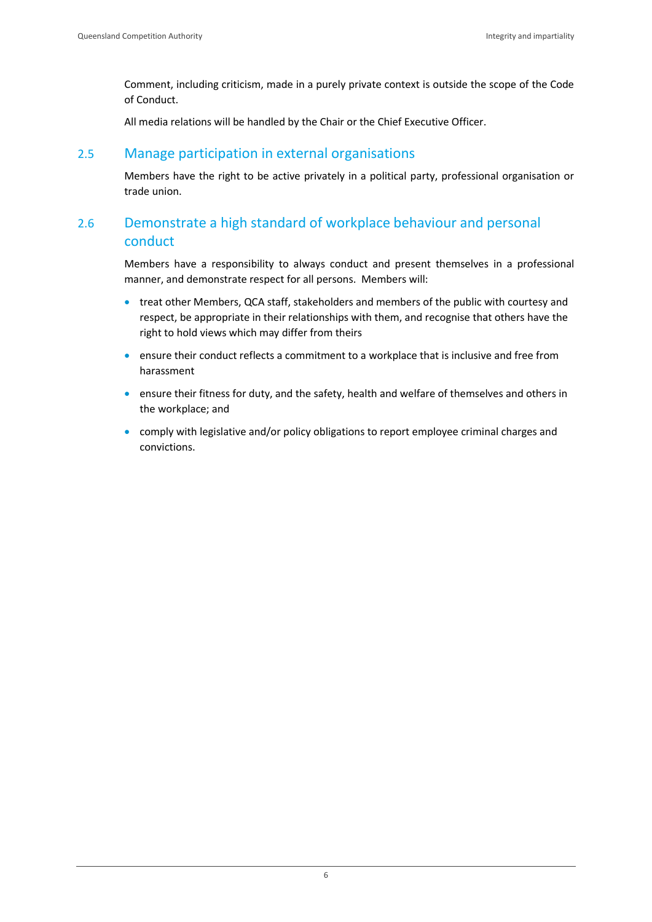Comment, including criticism, made in a purely private context is outside the scope of the Code of Conduct.

All media relations will be handled by the Chair or the Chief Executive Officer.

## 2.5 Manage participation in external organisations

Members have the right to be active privately in a political party, professional organisation or trade union.

## 2.6 Demonstrate a high standard of workplace behaviour and personal conduct

Members have a responsibility to always conduct and present themselves in a professional manner, and demonstrate respect for all persons. Members will:

- treat other Members, QCA staff, stakeholders and members of the public with courtesy and respect, be appropriate in their relationships with them, and recognise that others have the right to hold views which may differ from theirs
- ensure their conduct reflects a commitment to a workplace that is inclusive and free from harassment
- ensure their fitness for duty, and the safety, health and welfare of themselves and others in the workplace; and
- comply with legislative and/or policy obligations to report employee criminal charges and convictions.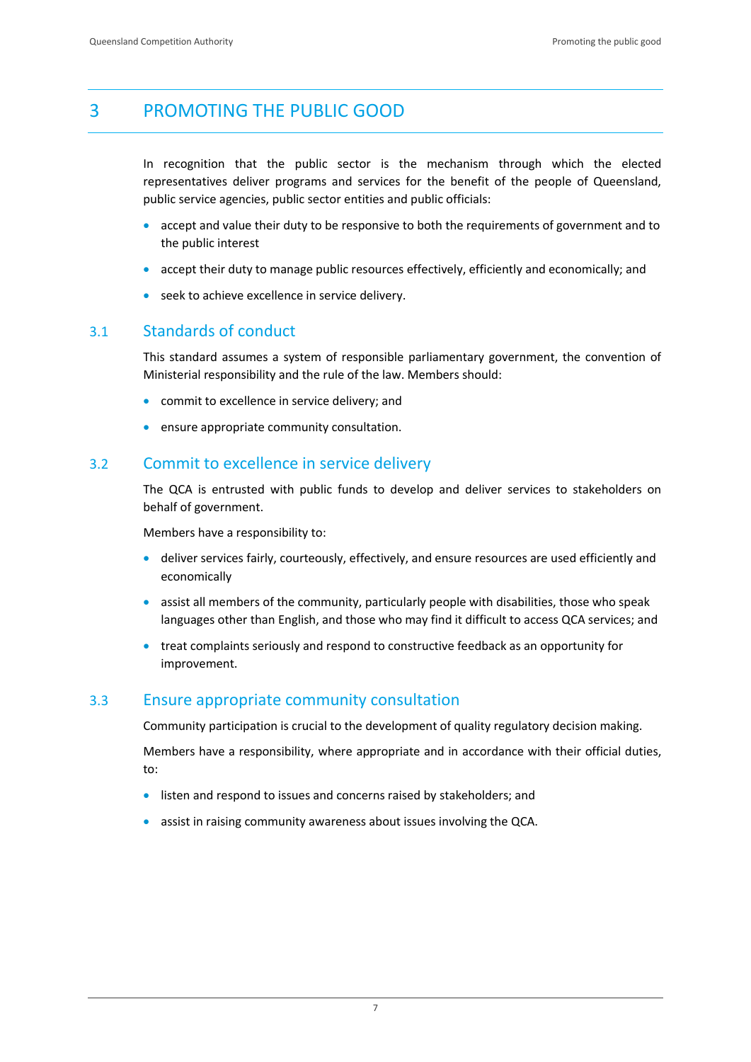# 3 PROMOTING THE PUBLIC GOOD

In recognition that the public sector is the mechanism through which the elected representatives deliver programs and services for the benefit of the people of Queensland, public service agencies, public sector entities and public officials:

- accept and value their duty to be responsive to both the requirements of government and to the public interest
- accept their duty to manage public resources effectively, efficiently and economically; and
- seek to achieve excellence in service delivery.

## 3.1 Standards of conduct

This standard assumes a system of responsible parliamentary government, the convention of Ministerial responsibility and the rule of the law. Members should:

- commit to excellence in service delivery; and
- ensure appropriate community consultation.

## 3.2 Commit to excellence in service delivery

The QCA is entrusted with public funds to develop and deliver services to stakeholders on behalf of government.

Members have a responsibility to:

- deliver services fairly, courteously, effectively, and ensure resources are used efficiently and economically
- assist all members of the community, particularly people with disabilities, those who speak languages other than English, and those who may find it difficult to access QCA services; and
- treat complaints seriously and respond to constructive feedback as an opportunity for improvement.

## 3.3 Ensure appropriate community consultation

Community participation is crucial to the development of quality regulatory decision making.

Members have a responsibility, where appropriate and in accordance with their official duties, to:

- listen and respond to issues and concerns raised by stakeholders; and
- assist in raising community awareness about issues involving the QCA.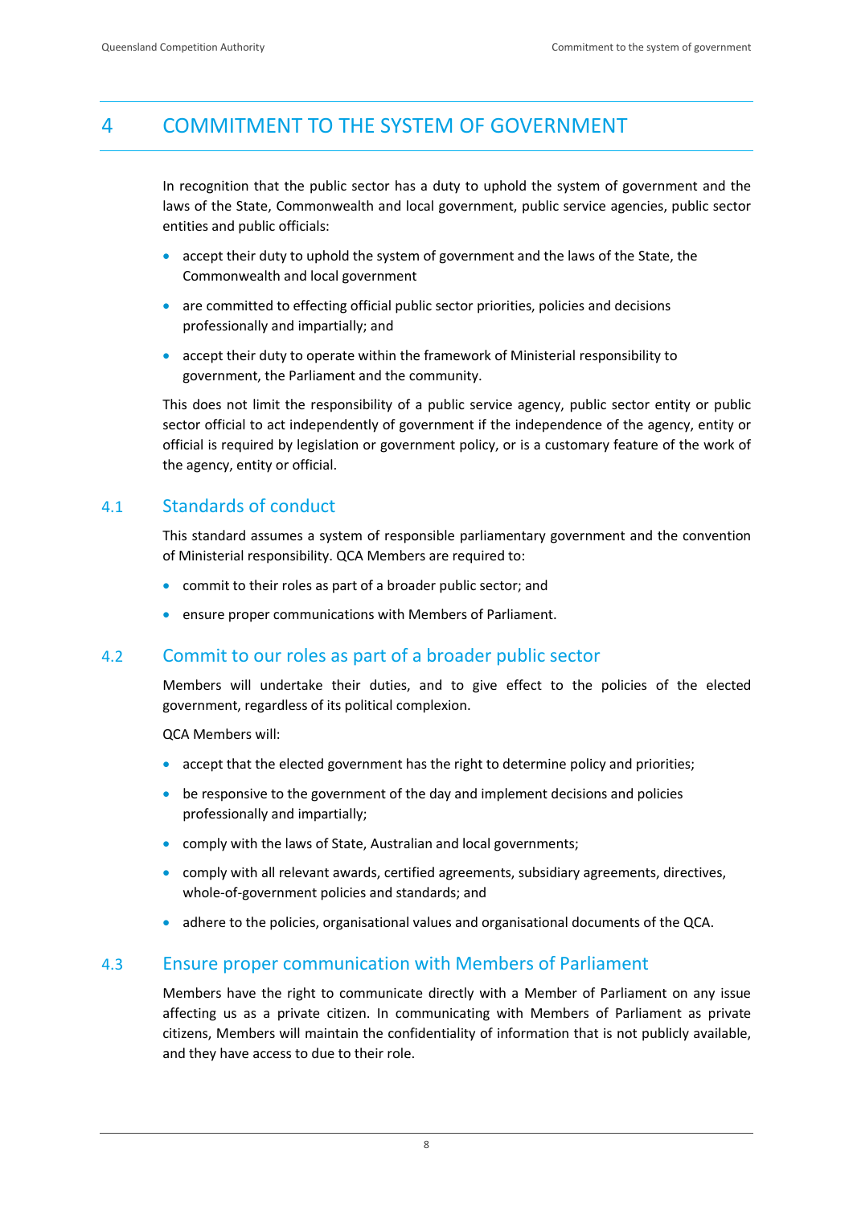# 4 COMMITMENT TO THE SYSTEM OF GOVERNMENT

In recognition that the public sector has a duty to uphold the system of government and the laws of the State, Commonwealth and local government, public service agencies, public sector entities and public officials:

- accept their duty to uphold the system of government and the laws of the State, the Commonwealth and local government
- are committed to effecting official public sector priorities, policies and decisions professionally and impartially; and
- accept their duty to operate within the framework of Ministerial responsibility to government, the Parliament and the community.

This does not limit the responsibility of a public service agency, public sector entity or public sector official to act independently of government if the independence of the agency, entity or official is required by legislation or government policy, or is a customary feature of the work of the agency, entity or official.

## 4.1 Standards of conduct

This standard assumes a system of responsible parliamentary government and the convention of Ministerial responsibility. QCA Members are required to:

- commit to their roles as part of a broader public sector; and
- ensure proper communications with Members of Parliament.

## 4.2 Commit to our roles as part of a broader public sector

Members will undertake their duties, and to give effect to the policies of the elected government, regardless of its political complexion.

QCA Members will:

- accept that the elected government has the right to determine policy and priorities;
- be responsive to the government of the day and implement decisions and policies professionally and impartially;
- comply with the laws of State, Australian and local governments;
- comply with all relevant awards, certified agreements, subsidiary agreements, directives, whole-of-government policies and standards; and
- adhere to the policies, organisational values and organisational documents of the QCA.

## 4.3 Ensure proper communication with Members of Parliament

Members have the right to communicate directly with a Member of Parliament on any issue affecting us as a private citizen. In communicating with Members of Parliament as private citizens, Members will maintain the confidentiality of information that is not publicly available, and they have access to due to their role.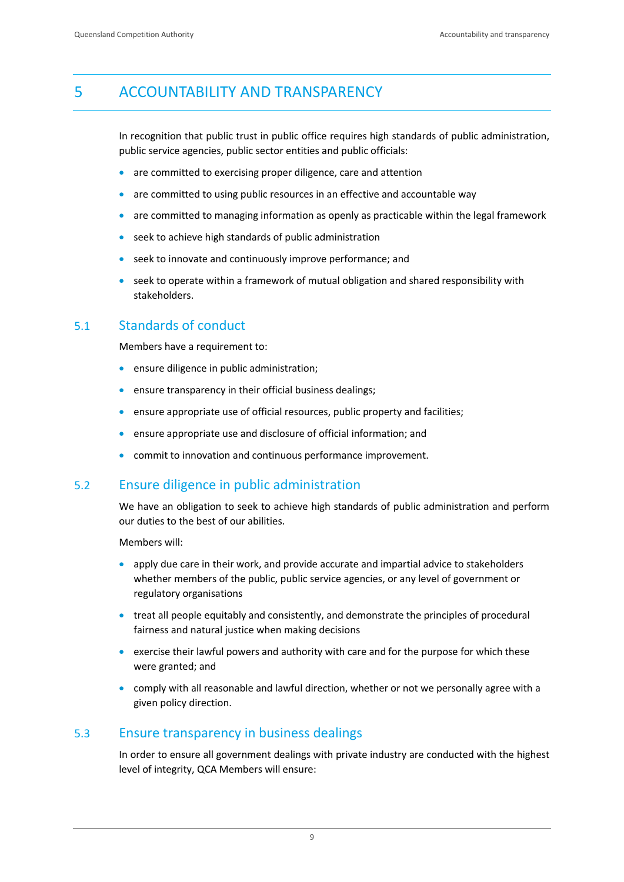# 5 ACCOUNTABILITY AND TRANSPARENCY

In recognition that public trust in public office requires high standards of public administration, public service agencies, public sector entities and public officials:

- are committed to exercising proper diligence, care and attention
- are committed to using public resources in an effective and accountable way
- are committed to managing information as openly as practicable within the legal framework
- seek to achieve high standards of public administration
- seek to innovate and continuously improve performance; and
- seek to operate within a framework of mutual obligation and shared responsibility with stakeholders.

## 5.1 Standards of conduct

Members have a requirement to:

- ensure diligence in public administration;
- ensure transparency in their official business dealings;
- ensure appropriate use of official resources, public property and facilities;
- ensure appropriate use and disclosure of official information; and
- commit to innovation and continuous performance improvement.

## 5.2 Ensure diligence in public administration

We have an obligation to seek to achieve high standards of public administration and perform our duties to the best of our abilities.

Members will:

- apply due care in their work, and provide accurate and impartial advice to stakeholders whether members of the public, public service agencies, or any level of government or regulatory organisations
- treat all people equitably and consistently, and demonstrate the principles of procedural fairness and natural justice when making decisions
- exercise their lawful powers and authority with care and for the purpose for which these were granted; and
- comply with all reasonable and lawful direction, whether or not we personally agree with a given policy direction.

## 5.3 Ensure transparency in business dealings

In order to ensure all government dealings with private industry are conducted with the highest level of integrity, QCA Members will ensure: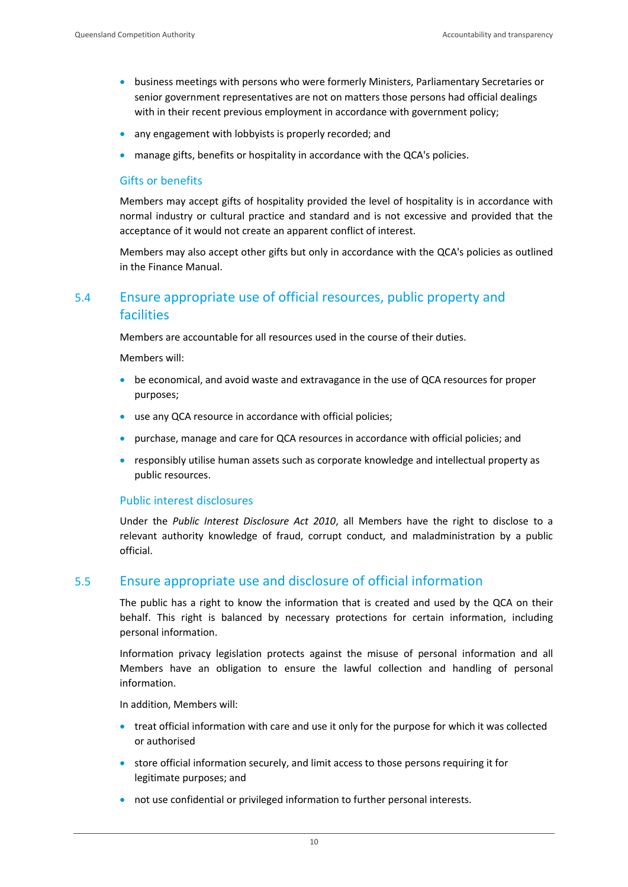- business meetings with persons who were formerly Ministers, Parliamentary Secretaries or senior government representatives are not on matters those persons had official dealings with in their recent previous employment in accordance with government policy;
- any engagement with lobbyists is properly recorded; and
- manage gifts, benefits or hospitality in accordance with the QCA's policies.

### Gifts or benefits

Members may accept gifts of hospitality provided the level of hospitality is in accordance with normal industry or cultural practice and standard and is not excessive and provided that the acceptance of it would not create an apparent conflict of interest.

Members may also accept other gifts but only in accordance with the QCA's policies as outlined in the Finance Manual.

## 5.4 Ensure appropriate use of official resources, public property and facilities

Members are accountable for all resources used in the course of their duties.

Members will:

- be economical, and avoid waste and extravagance in the use of QCA resources for proper purposes;
- use any QCA resource in accordance with official policies;
- purchase, manage and care for QCA resources in accordance with official policies; and
- responsibly utilise human assets such as corporate knowledge and intellectual property as public resources.

### Public interest disclosures

Under the *Public Interest Disclosure Act 2010*, all Members have the right to disclose to a relevant authority knowledge of fraud, corrupt conduct, and maladministration by a public official.

## 5.5 Ensure appropriate use and disclosure of official information

The public has a right to know the information that is created and used by the QCA on their behalf. This right is balanced by necessary protections for certain information, including personal information.

Information privacy legislation protects against the misuse of personal information and all Members have an obligation to ensure the lawful collection and handling of personal information.

In addition, Members will:

- treat official information with care and use it only for the purpose for which it was collected or authorised
- store official information securely, and limit access to those persons requiring it for legitimate purposes; and
- not use confidential or privileged information to further personal interests.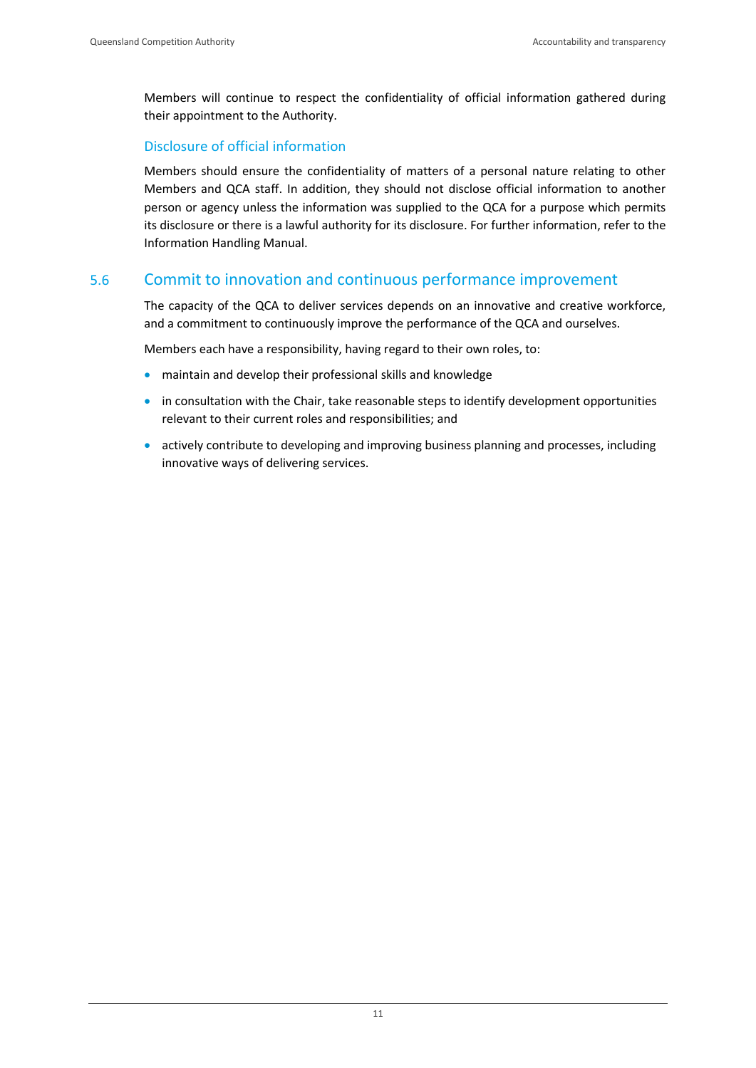Members will continue to respect the confidentiality of official information gathered during their appointment to the Authority.

### Disclosure of official information

Members should ensure the confidentiality of matters of a personal nature relating to other Members and QCA staff. In addition, they should not disclose official information to another person or agency unless the information was supplied to the QCA for a purpose which permits its disclosure or there is a lawful authority for its disclosure. For further information, refer to the Information Handling Manual.

## 5.6 Commit to innovation and continuous performance improvement

The capacity of the QCA to deliver services depends on an innovative and creative workforce, and a commitment to continuously improve the performance of the QCA and ourselves.

Members each have a responsibility, having regard to their own roles, to:

- maintain and develop their professional skills and knowledge
- in consultation with the Chair, take reasonable steps to identify development opportunities relevant to their current roles and responsibilities; and
- actively contribute to developing and improving business planning and processes, including innovative ways of delivering services.